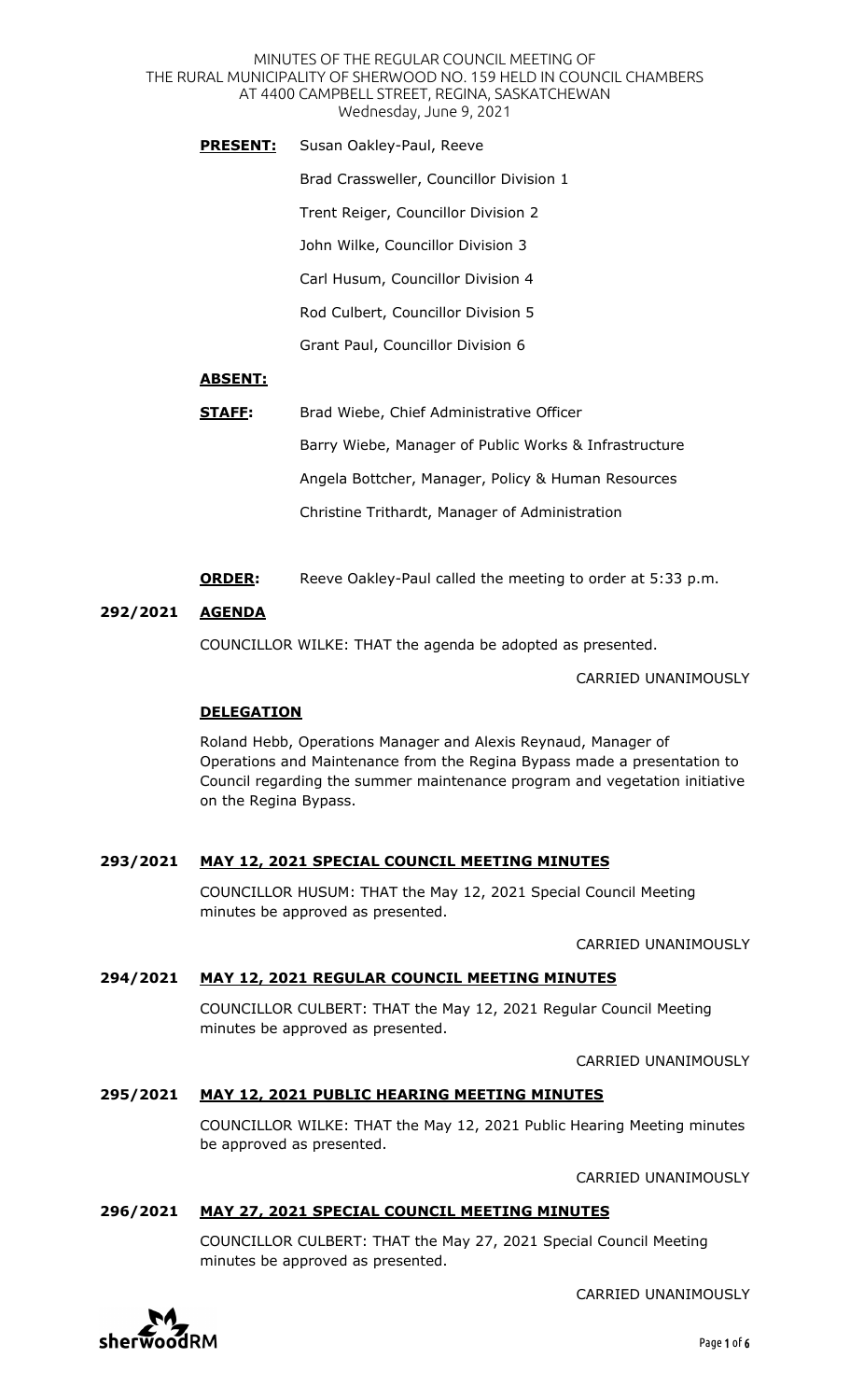# MINUTES OF THE REGULAR COUNCIL MEETING OF THE RURAL MUNICIPALITY OF SHERWOOD NO. 159 HELD IN COUNCIL CHAMBERS AT 4400 CAMPBELL STREET, REGINA, SASKATCHEWAN

Wednesday, June 9, 2021

**PRESENT:** Susan Oakley-Paul, Reeve

Brad Crassweller, Councillor Division 1

Trent Reiger, Councillor Division 2

John Wilke, Councillor Division 3

Carl Husum, Councillor Division 4

Rod Culbert, Councillor Division 5

Grant Paul, Councillor Division 6

**ABSENT:**

**STAFF:** Brad Wiebe, Chief Administrative Officer

Barry Wiebe, Manager of Public Works & Infrastructure

Angela Bottcher, Manager, Policy & Human Resources

Christine Trithardt, Manager of Administration

**ORDER:** Reeve Oakley-Paul called the meeting to order at 5:33 p.m.

## 292/2021 AGENDA

COUNCILLOR WILKE: THAT the agenda be adopted as presented.

CARRIED UNANIMOUSLY

## DELEGATION

Roland Hebb, Operations Manager and Alexis Reynaud, Manager of Operations and Maintenance from the Regina Bypass made a presentation to Council regarding the summer maintenance program and vegetation initiative on the Regina Bypass.

## 293/2021 MAY 12, 2021 SPECIAL COUNCIL MEETING MINUTES

COUNCILLOR HUSUM: THAT the May 12, 2021 Special Council Meeting minutes be approved as presented.

CARRIED UNANIMOUSLY

## 294/2021 MAY 12, 2021 REGULAR COUNCIL MEETING MINUTES

COUNCILLOR CULBERT: THAT the May 12, 2021 Regular Council Meeting minutes be approved as presented.

CARRIED UNANIMOUSLY

## 295/2021 MAY 12, 2021 PUBLIC HEARING MEETING MINUTES

COUNCILLOR WILKE: THAT the May 12, 2021 Public Hearing Meeting minutes be approved as presented.

CARRIED UNANIMOUSLY

## 296/2021 MAY 27, 2021 SPECIAL COUNCIL MEETING MINUTES

COUNCILLOR CULBERT: THAT the May 27, 2021 Special Council Meeting minutes be approved as presented.

CARRIED UNANIMOUSLY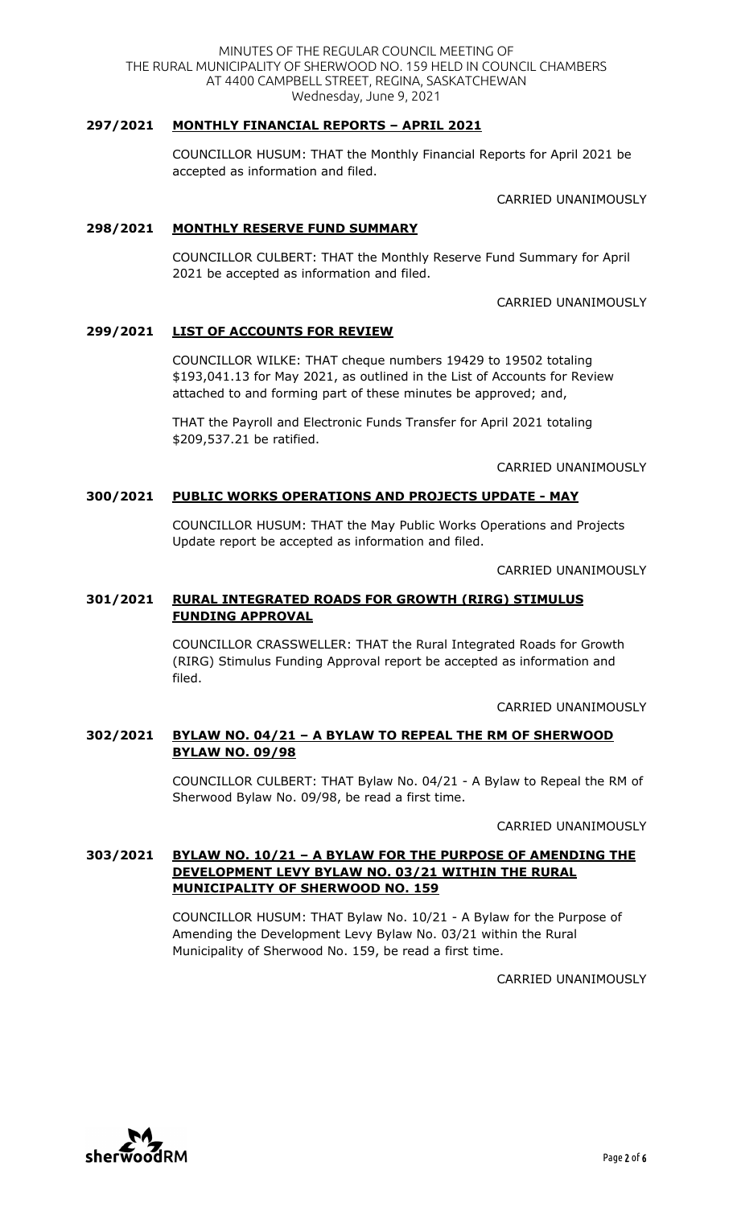**297/2021 MONTHLY FINANCIAL REPORTS – APRIL 2021**

COUNCILLOR HUSUM: THAT the Monthly Financial Reports for April 2021 be accepted as information and filed.

CARRIED UNANIMOUSLY

**298/2021 MONTHLY RESERVE FUND SUMMARY**

COUNCILLOR CULBERT: THAT the Monthly Reserve Fund Summary for April 2021 be accepted as information and filed.

CARRIED UNANIMOUSLY

**299/2021 LIST OF ACCOUNTS FOR REVIEW**

COUNCILLOR WILKE: THAT cheque numbers 19429 to 19502 totaling $193,041.13 for May 2021, as outlined in the List of Accounts for Review attached to and forming part of these minutes be approved; and,

THAT the Payroll and Electronic Funds Transfer for April 2021 totaling $209,537.21 be ratified.

CARRIED UNANIMOUSLY

**300/2021 PUBLIC WORKS OPERATIONS AND PROJECTS UPDATE - MAY**

COUNCILLOR HUSUM: THAT the May Public Works Operations and Projects Update report be accepted as information and filed.

CARRIED UNANIMOUSLY

**301/2021 RURAL INTEGRATED ROADS FOR GROWTH (RIRG) STIMULUS FUNDING APPROVAL**

COUNCILLOR CRASSWELLER: THAT the Rural Integrated Roads for Growth (RIRG) Stimulus Funding Approval report be accepted as information and filed.

CARRIED UNANIMOUSLY

**302/2021 BYLAW NO. 04/21 – A BYLAW TO REPEAL THE RM OF SHERWOOD BYLAW NO. 09/98**

COUNCILLOR CULBERT: THAT Bylaw No. 04/21 - A Bylaw to Repeal the RM of Sherwood Bylaw No. 09/98, be read a first time.

CARRIED UNANIMOUSLY

**303/2021 BYLAW NO. 10/21 – A BYLAW FOR THE PURPOSE OF AMENDING THE DEVELOPMENT LEVY BYLAW NO. 03/21 WITHIN THE RURAL MUNICIPALITY OF SHERWOOD NO. 159**

COUNCILLOR HUSUM: THAT Bylaw No. 10/21 - A Bylaw for the Purpose of Amending the Development Levy Bylaw No. 03/21 within the Rural Municipality of Sherwood No. 159, be read a first time.

CARRIED UNANIMOUSLY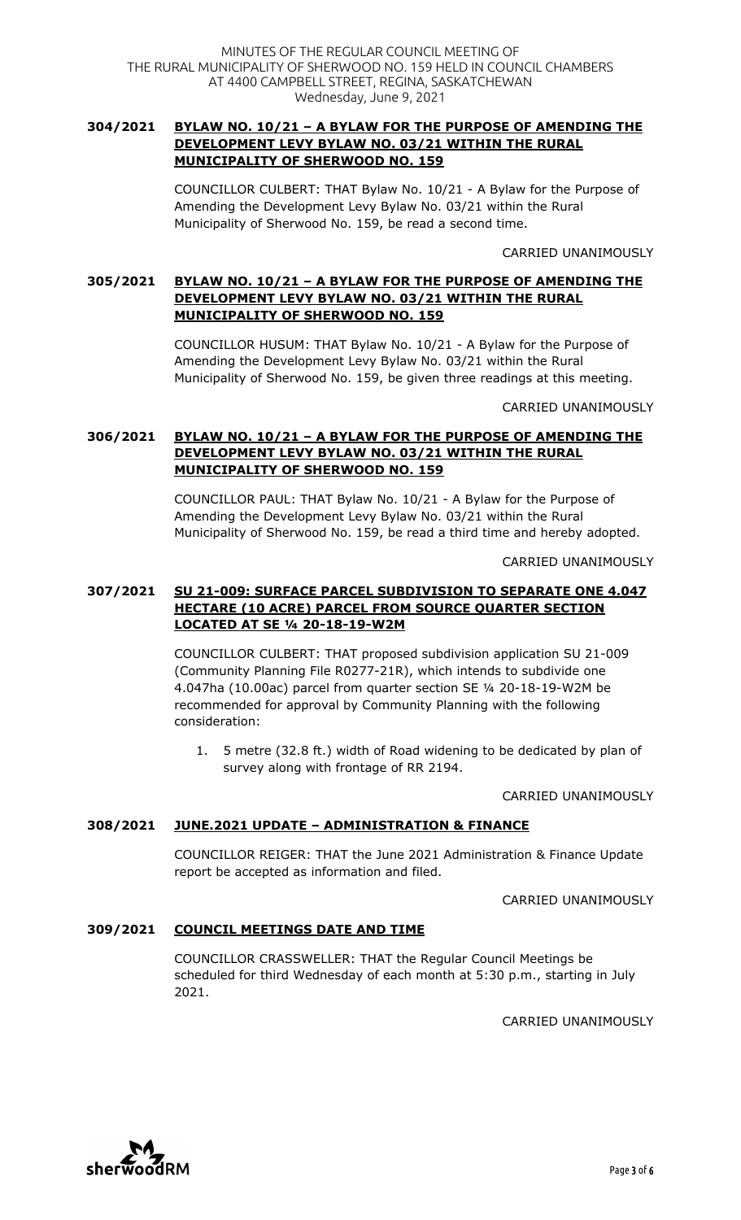## 304/2021 BYLAW NO. 10/21 – A BYLAW FOR THE PURPOSE OF AMENDING THE DEVELOPMENT LEVY BYLAW NO. 03/21 WITHIN THE RURAL MUNICIPALITY OF SHERWOOD NO. 159

COUNCILLOR CULBERT: THAT Bylaw No. 10/21 - A Bylaw for the Purpose of Amending the Development Levy Bylaw No. 03/21 within the Rural Municipality of Sherwood No. 159, be read a second time.

CARRIED UNANIMOUSLY

## 305/2021 BYLAW NO. 10/21 – A BYLAW FOR THE PURPOSE OF AMENDING THE DEVELOPMENT LEVY BYLAW NO. 03/21 WITHIN THE RURAL MUNICIPALITY OF SHERWOOD NO. 159

COUNCILLOR HUSUM: THAT Bylaw No. 10/21 - A Bylaw for the Purpose of Amending the Development Levy Bylaw No. 03/21 within the Rural Municipality of Sherwood No. 159, be given three readings at this meeting.

CARRIED UNANIMOUSLY

## 306/2021 BYLAW NO. 10/21 – A BYLAW FOR THE PURPOSE OF AMENDING THE DEVELOPMENT LEVY BYLAW NO. 03/21 WITHIN THE RURAL MUNICIPALITY OF SHERWOOD NO. 159

COUNCILLOR PAUL: THAT Bylaw No. 10/21 - A Bylaw for the Purpose of Amending the Development Levy Bylaw No. 03/21 within the Rural Municipality of Sherwood No. 159, be read a third time and hereby adopted.

CARRIED UNANIMOUSLY

## 307/2021 SU 21-009: SURFACE PARCEL SUBDIVISION TO SEPARATE ONE 4.047 HECTARE (10 ACRE) PARCEL FROM SOURCE QUARTER SECTION LOCATED AT SE ¼ 20-18-19-W2M

COUNCILLOR CULBERT: THAT proposed subdivision application SU 21-009 (Community Planning File R0277-21R), which intends to subdivide one 4.047ha (10.00ac) parcel from quarter section SE ¼ 20-18-19-W2M be recommended for approval by Community Planning with the following consideration:

1. 5 metre (32.8 ft.) width of Road widening to be dedicated by plan of survey along with frontage of RR 2194.

CARRIED UNANIMOUSLY

## 308/2021 JUNE.2021 UPDATE – ADMINISTRATION & FINANCE

COUNCILLOR REIGER: THAT the June 2021 Administration & Finance Update report be accepted as information and filed.

CARRIED UNANIMOUSLY

## 309/2021 COUNCIL MEETINGS DATE AND TIME

COUNCILLOR CRASSWELLER: THAT the Regular Council Meetings be scheduled for third Wednesday of each month at 5:30 p.m., starting in July 2021.

CARRIED UNANIMOUSLY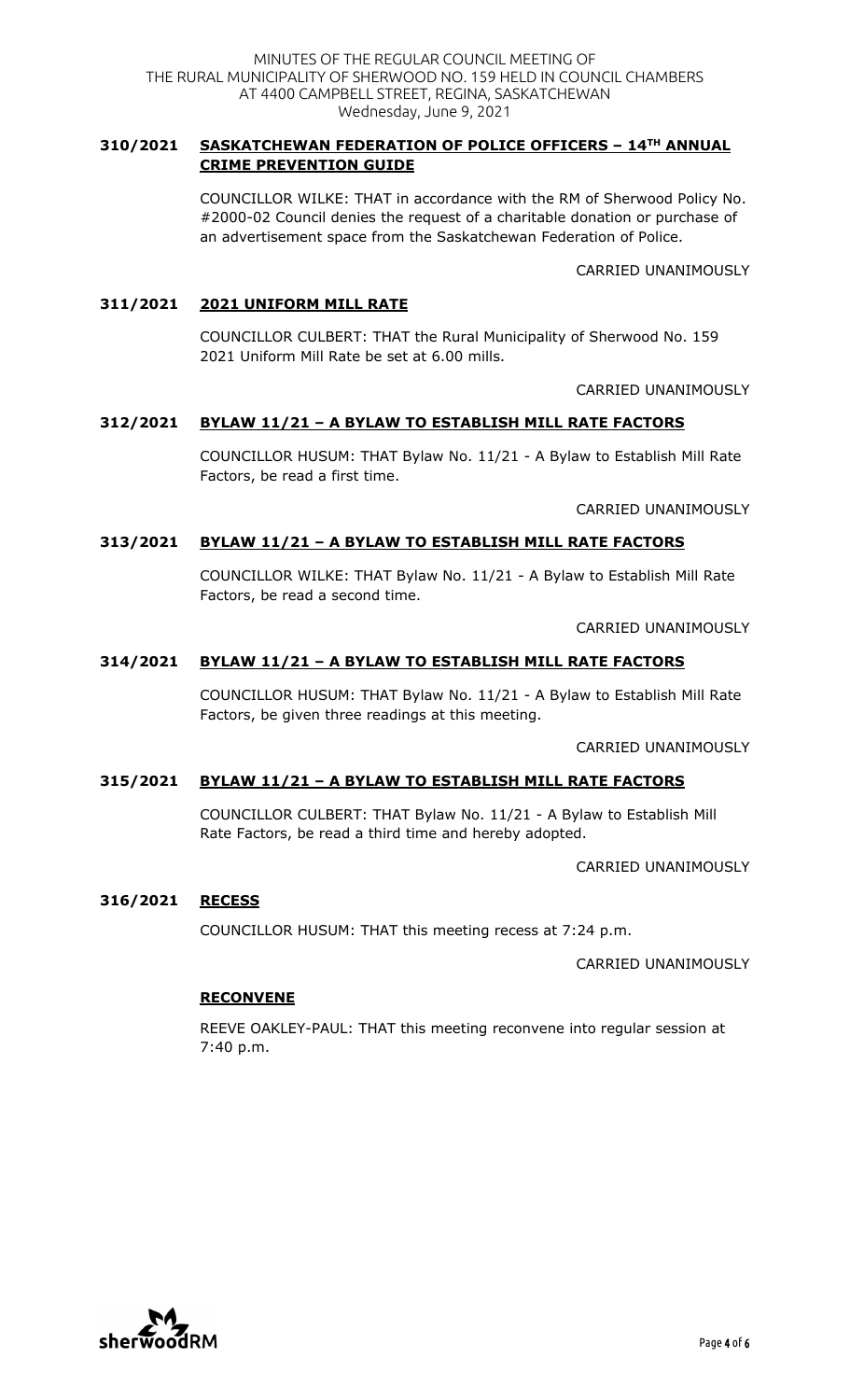### 310/2021 SASKATCHEWAN FEDERATION OF POLICE OFFICERS – 14TH ANNUAL CRIME PREVENTION GUIDE

COUNCILLOR WILKE: THAT in accordance with the RM of Sherwood Policy No. #2000-02 Council denies the request of a charitable donation or purchase of an advertisement space from the Saskatchewan Federation of Police.

CARRIED UNANIMOUSLY

### 311/2021 2021 UNIFORM MILL RATE

COUNCILLOR CULBERT: THAT the Rural Municipality of Sherwood No. 159 2021 Uniform Mill Rate be set at 6.00 mills.

CARRIED UNANIMOUSLY

### 312/2021 BYLAW 11/21 – A BYLAW TO ESTABLISH MILL RATE FACTORS

COUNCILLOR HUSUM: THAT Bylaw No. 11/21 - A Bylaw to Establish Mill Rate Factors, be read a first time.

CARRIED UNANIMOUSLY

### 313/2021 BYLAW 11/21 – A BYLAW TO ESTABLISH MILL RATE FACTORS

COUNCILLOR WILKE: THAT Bylaw No. 11/21 - A Bylaw to Establish Mill Rate Factors, be read a second time.

CARRIED UNANIMOUSLY

### 314/2021 BYLAW 11/21 – A BYLAW TO ESTABLISH MILL RATE FACTORS

COUNCILLOR HUSUM: THAT Bylaw No. 11/21 - A Bylaw to Establish Mill Rate Factors, be given three readings at this meeting.

CARRIED UNANIMOUSLY

### 315/2021 BYLAW 11/21 – A BYLAW TO ESTABLISH MILL RATE FACTORS

COUNCILLOR CULBERT: THAT Bylaw No. 11/21 - A Bylaw to Establish Mill Rate Factors, be read a third time and hereby adopted.

CARRIED UNANIMOUSLY

### 316/2021 RECESS

COUNCILLOR HUSUM: THAT this meeting recess at 7:24 p.m.

CARRIED UNANIMOUSLY

### RECONVENE

REEVE OAKLEY-PAUL: THAT this meeting reconvene into regular session at 7:40 p.m.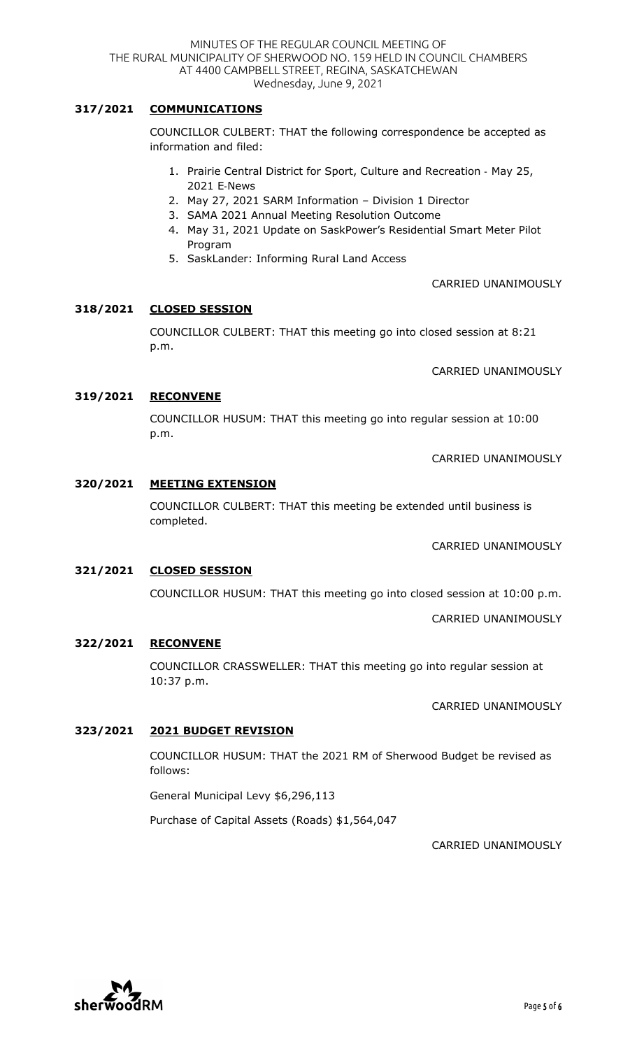### 317/2021 COMMUNICATIONS

COUNCILLOR CULBERT: THAT the following correspondence be accepted as information and filed:

1. Prairie Central District for Sport, Culture and Recreation - May 25, 2021 E-News
2. May 27, 2021 SARM Information – Division 1 Director
3. SAMA 2021 Annual Meeting Resolution Outcome
4. May 31, 2021 Update on SaskPower's Residential Smart Meter Pilot Program
5. SaskLander: Informing Rural Land Access

CARRIED UNANIMOUSLY

### 318/2021 CLOSED SESSION

COUNCILLOR CULBERT: THAT this meeting go into closed session at 8:21 p.m.

CARRIED UNANIMOUSLY

### 319/2021 RECONVENE

COUNCILLOR HUSUM: THAT this meeting go into regular session at 10:00 p.m.

CARRIED UNANIMOUSLY

### 320/2021 MEETING EXTENSION

COUNCILLOR CULBERT: THAT this meeting be extended until business is completed.

CARRIED UNANIMOUSLY

### 321/2021 CLOSED SESSION

COUNCILLOR HUSUM: THAT this meeting go into closed session at 10:00 p.m.

CARRIED UNANIMOUSLY

### 322/2021 RECONVENE

COUNCILLOR CRASSWELLER: THAT this meeting go into regular session at 10:37 p.m.

CARRIED UNANIMOUSLY

### 323/2021 2021 BUDGET REVISION

COUNCILLOR HUSUM: THAT the 2021 RM of Sherwood Budget be revised as follows:

General Municipal Levy $6,296,113

Purchase of Capital Assets (Roads) $1,564,047

CARRIED UNANIMOUSLY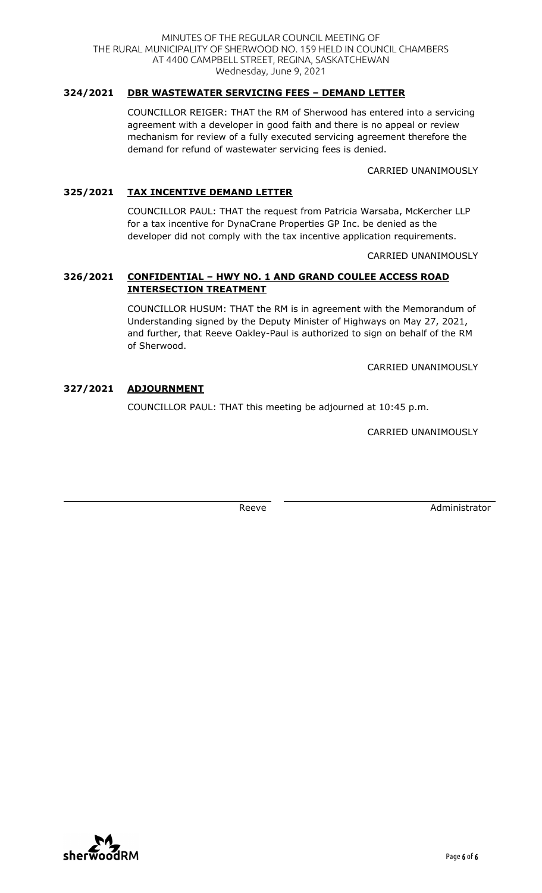## 324/2021 DBR WASTEWATER SERVICING FEES – DEMAND LETTER

COUNCILLOR REIGER: THAT the RM of Sherwood has entered into a servicing agreement with a developer in good faith and there is no appeal or review mechanism for review of a fully executed servicing agreement therefore the demand for refund of wastewater servicing fees is denied.

CARRIED UNANIMOUSLY

## 325/2021 TAX INCENTIVE DEMAND LETTER

COUNCILLOR PAUL: THAT the request from Patricia Warsaba, McKercher LLP for a tax incentive for DynaCrane Properties GP Inc. be denied as the developer did not comply with the tax incentive application requirements.

CARRIED UNANIMOUSLY

## 326/2021 CONFIDENTIAL – HWY NO. 1 AND GRAND COULEE ACCESS ROAD INTERSECTION TREATMENT

COUNCILLOR HUSUM: THAT the RM is in agreement with the Memorandum of Understanding signed by the Deputy Minister of Highways on May 27, 2021, and further, that Reeve Oakley-Paul is authorized to sign on behalf of the RM of Sherwood.

CARRIED UNANIMOUSLY

## 327/2021 ADJOURNMENT

COUNCILLOR PAUL: THAT this meeting be adjourned at 10:45 p.m.

CARRIED UNANIMOUSLY

Reeve

Administrator